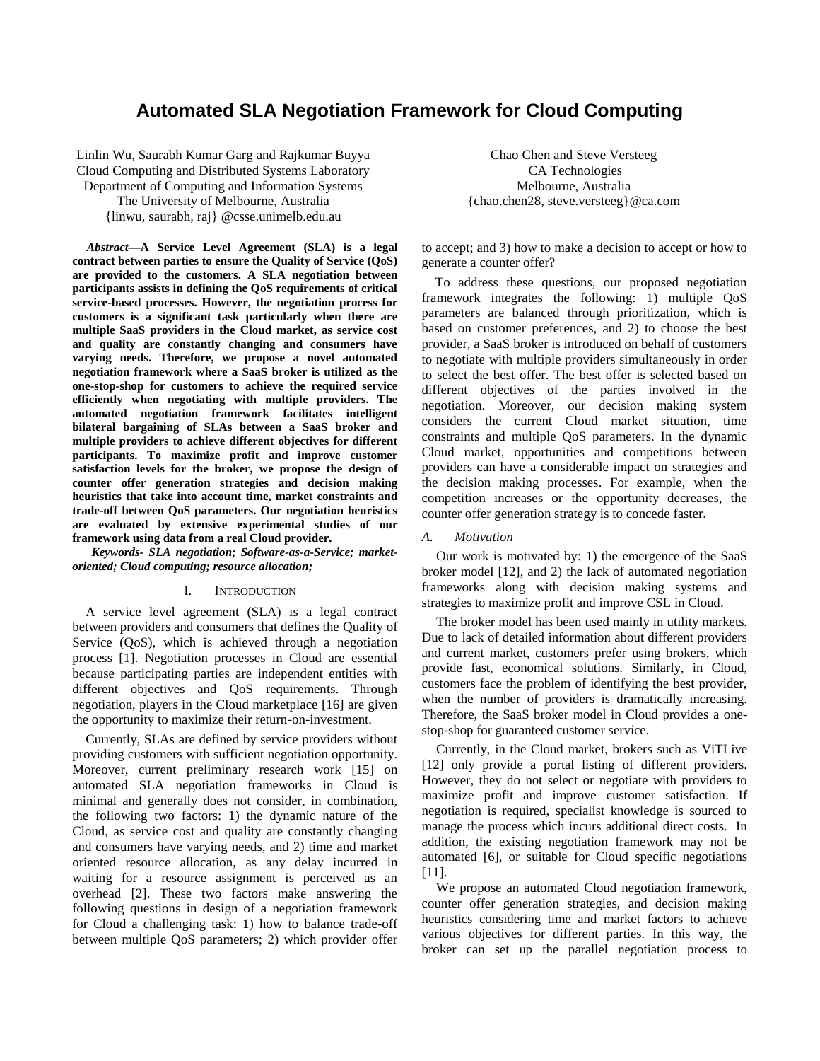# Automated SLA Negotiation Framework for Cloud Computing

Linlin Wu, Saurabh Kumar Garg and Rajkumar Buyya
Cloud Computing and Distributed Systems Laboratory
Department of Computing and Information Systems
The University of Melbourne, Australia
{linwu, saurabh, raj} @csse.unimelb.edu.au

Chao Chen and Steve Versteeg
CA Technologies
Melbourne, Australia
{chao.chen28, steve.versteeg}@ca.com

***Abstract*—A Service Level Agreement (SLA) is a legal contract between parties to ensure the Quality of Service (QoS) are provided to the customers. A SLA negotiation between participants assists in defining the QoS requirements of critical service-based processes. However, the negotiation process for customers is a significant task particularly when there are multiple SaaS providers in the Cloud market, as service cost and quality are constantly changing and consumers have varying needs. Therefore, we propose a novel automated negotiation framework where a SaaS broker is utilized as the one-stop-shop for customers to achieve the required service efficiently when negotiating with multiple providers. The automated negotiation framework facilitates intelligent bilateral bargaining of SLAs between a SaaS broker and multiple providers to achieve different objectives for different participants. To maximize profit and improve customer satisfaction levels for the broker, we propose the design of counter offer generation strategies and decision making heuristics that take into account time, market constraints and trade-off between QoS parameters. Our negotiation heuristics are evaluated by extensive experimental studies of our framework using data from a real Cloud provider.**

***Keywords- SLA negotiation; Software-as-a-Service; market-oriented; Cloud computing; resource allocation;***

## I. Introduction

A service level agreement (SLA) is a legal contract between providers and consumers that defines the Quality of Service (QoS), which is achieved through a negotiation process [1]. Negotiation processes in Cloud are essential because participating parties are independent entities with different objectives and QoS requirements. Through negotiation, players in the Cloud marketplace [16] are given the opportunity to maximize their return-on-investment.

Currently, SLAs are defined by service providers without providing customers with sufficient negotiation opportunity. Moreover, current preliminary research work [15] on automated SLA negotiation frameworks in Cloud is minimal and generally does not consider, in combination, the following two factors: 1) the dynamic nature of the Cloud, as service cost and quality are constantly changing and consumers have varying needs, and 2) time and market oriented resource allocation, as any delay incurred in waiting for a resource assignment is perceived as an overhead [2]. These two factors make answering the following questions in design of a negotiation framework for Cloud a challenging task: 1) how to balance trade-off between multiple QoS parameters; 2) which provider offer to accept; and 3) how to make a decision to accept or how to generate a counter offer?

To address these questions, our proposed negotiation framework integrates the following: 1) multiple QoS parameters are balanced through prioritization, which is based on customer preferences, and 2) to choose the best provider, a SaaS broker is introduced on behalf of customers to negotiate with multiple providers simultaneously in order to select the best offer. The best offer is selected based on different objectives of the parties involved in the negotiation. Moreover, our decision making system considers the current Cloud market situation, time constraints and multiple QoS parameters. In the dynamic Cloud market, opportunities and competitions between providers can have a considerable impact on strategies and the decision making processes. For example, when the competition increases or the opportunity decreases, the counter offer generation strategy is to concede faster.

### *A. Motivation*

Our work is motivated by: 1) the emergence of the SaaS broker model [12], and 2) the lack of automated negotiation frameworks along with decision making systems and strategies to maximize profit and improve CSL in Cloud.

The broker model has been used mainly in utility markets. Due to lack of detailed information about different providers and current market, customers prefer using brokers, which provide fast, economical solutions. Similarly, in Cloud, customers face the problem of identifying the best provider, when the number of providers is dramatically increasing. Therefore, the SaaS broker model in Cloud provides a one-stop-shop for guaranteed customer service.

Currently, in the Cloud market, brokers such as ViTLive [12] only provide a portal listing of different providers. However, they do not select or negotiate with providers to maximize profit and improve customer satisfaction. If negotiation is required, specialist knowledge is sourced to manage the process which incurs additional direct costs. In addition, the existing negotiation framework may not be automated [6], or suitable for Cloud specific negotiations [11].

We propose an automated Cloud negotiation framework, counter offer generation strategies, and decision making heuristics considering time and market factors to achieve various objectives for different parties. In this way, the broker can set up the parallel negotiation process to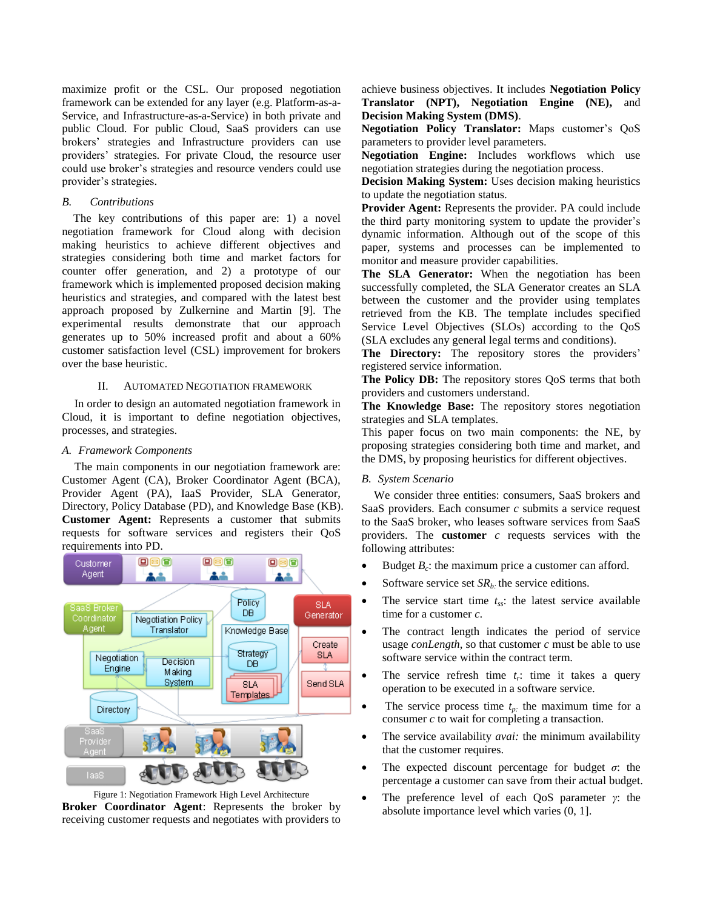maximize profit or the CSL. Our proposed negotiation framework can be extended for any layer (e.g. Platform-as-a-Service, and Infrastructure-as-a-Service) in both private and public Cloud. For public Cloud, SaaS providers can use brokers' strategies and Infrastructure providers can use providers' strategies. For private Cloud, the resource user could use broker's strategies and resource venders could use provider's strategies.

### B. Contributions

The key contributions of this paper are: 1) a novel negotiation framework for Cloud along with decision making heuristics to achieve different objectives and strategies considering both time and market factors for counter offer generation, and 2) a prototype of our framework which is implemented proposed decision making heuristics and strategies, and compared with the latest best approach proposed by Zulkernine and Martin [9]. The experimental results demonstrate that our approach generates up to 50% increased profit and about a 60% customer satisfaction level (CSL) improvement for brokers over the base heuristic.

## II. Automated Negotiation Framework

In order to design an automated negotiation framework in Cloud, it is important to define negotiation objectives, processes, and strategies.

### A. Framework Components

The main components in our negotiation framework are: Customer Agent (CA), Broker Coordinator Agent (BCA), Provider Agent (PA), IaaS Provider, SLA Generator, Directory, Policy Database (PD), and Knowledge Base (KB).

**Customer Agent:** Represents a customer that submits requests for software services and registers their QoS requirements into PD.

Customer Agent
SaaS Broker Coordinator Agent
Negotiation Policy Translator
Negotiation Engine
Decision Making System
Policy DB
Knowledge Base
Strategy DB
SLA Templates
SLA Generator
Create SLA
Send SLA
Directory
SaaS Provider Agent
IaaS

Figure 1: Negotiation Framework High Level Architecture

**Broker Coordinator Agent**: Represents the broker by receiving customer requests and negotiates with providers to achieve business objectives. It includes **Negotiation Policy Translator (NPT), Negotiation Engine (NE),** and **Decision Making System (DMS)**.

**Negotiation Policy Translator:** Maps customer's QoS parameters to provider level parameters.

**Negotiation Engine:** Includes workflows which use negotiation strategies during the negotiation process.

**Decision Making System:** Uses decision making heuristics to update the negotiation status.

**Provider Agent:** Represents the provider. PA could include the third party monitoring system to update the provider's dynamic information. Although out of the scope of this paper, systems and processes can be implemented to monitor and measure provider capabilities.

**The SLA Generator:** When the negotiation has been successfully completed, the SLA Generator creates an SLA between the customer and the provider using templates retrieved from the KB. The template includes specified Service Level Objectives (SLOs) according to the QoS (SLA excludes any general legal terms and conditions).

**The Directory:** The repository stores the providers' registered service information.

**The Policy DB:** The repository stores QoS terms that both providers and customers understand.

**The Knowledge Base:** The repository stores negotiation strategies and SLA templates.

This paper focus on two main components: the NE, by proposing strategies considering both time and market, and the DMS, by proposing heuristics for different objectives.

### B. System Scenario

We consider three entities: consumers, SaaS brokers and SaaS providers. Each consumer *c* submits a service request to the SaaS broker, who leases software services from SaaS providers. The **customer** *c* requests services with the following attributes:

- Budget $B_c$: the maximum price a customer can afford.
- Software service set $SR_b$: the service editions.
- The service start time $t_{ss}$: the latest service available time for a customer *c*.
- The contract length indicates the period of service usage *conLength*, so that customer *c* must be able to use software service within the contract term.
- The service refresh time $t_r$: time it takes a query operation to be executed in a software service.
- The service process time $t_p$: the maximum time for a consumer *c* to wait for completing a transaction.
- The service availability *avai:* the minimum availability that the customer requires.
- The expected discount percentage for budget $\sigma$: the percentage a customer can save from their actual budget.
- The preference level of each QoS parameter $\gamma$: the absolute importance level which varies (0, 1].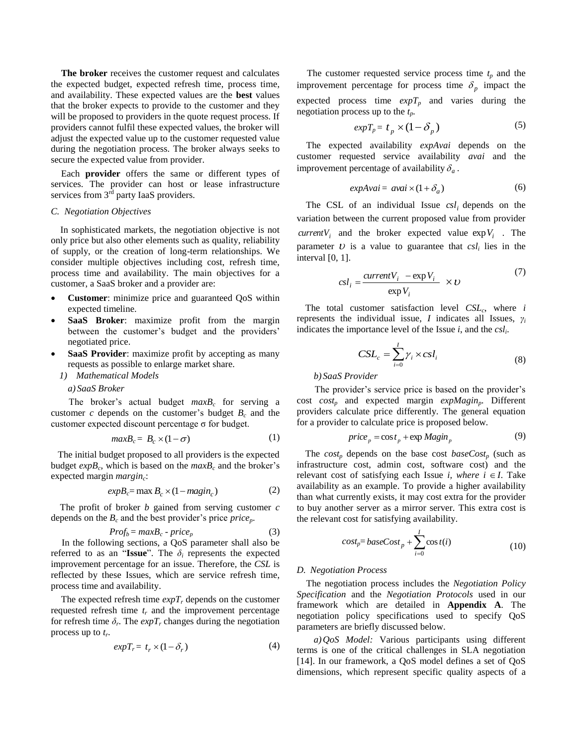**The broker** receives the customer request and calculates the expected budget, expected refresh time, process time, and availability. These expected values are the **best** values that the broker expects to provide to the customer and they will be proposed to providers in the quote request process. If providers cannot fulfil these expected values, the broker will adjust the expected value up to the customer requested value during the negotiation process. The broker always seeks to secure the expected value from provider.

Each **provider** offers the same or different types of services. The provider can host or lease infrastructure services from 3rd party IaaS providers.

### C. Negotiation Objectives

In sophisticated markets, the negotiation objective is not only price but also other elements such as quality, reliability of supply, or the creation of long-term relationships. We consider multiple objectives including cost, refresh time, process time and availability. The main objectives for a customer, a SaaS broker and a provider are:

- **Customer**: minimize price and guaranteed QoS within expected timeline.
- **SaaS Broker**: maximize profit from the margin between the customer's budget and the providers' negotiated price.
- **SaaS Provider**: maximize profit by accepting as many requests as possible to enlarge market share.

#### 1) Mathematical Models

*a) SaaS Broker*

The broker's actual budget $maxB_c$ for serving a customer $c$ depends on the customer's budget $B_c$ and the customer expected discount percentage σ for budget.

$$maxB_c = B_c \times (1-\sigma) \tag{1}$$

The initial budget proposed to all providers is the expected budget $expB_c$, which is based on the $maxB_c$ and the broker's expected margin $margin_c$:

$$expB_c = \max B_c \times (1 - magin_c) \tag{2}$$

The profit of broker $b$ gained from serving customer $c$ depends on the $B_c$ and the best provider's price $price_p$.

$$Prof_b = maxB_c - price_p \tag{3}$$

In the following sections, a QoS parameter shall also be referred to as an "**Issue**". The $\delta_i$ represents the expected improvement percentage for an issue. Therefore, the *CSL* is reflected by these Issues, which are service refresh time, process time and availability.

The expected refresh time $expT_r$ depends on the customer requested refresh time $t_r$ and the improvement percentage for refresh time $\delta_r$. The $expT_r$ changes during the negotiation process up to $t_r$.

$$expT_r = t_r \times (1-\delta_r) \tag{4}$$

The customer requested service process time $t_p$ and the improvement percentage for process time $\delta_p$ impact the expected process time $expT_p$ and varies during the negotiation process up to the $t_p$.

$$expT_p = t_p \times (1-\delta_p) \tag{5}$$

The expected availability $expAvai$ depends on the customer requested service availability $avai$ and the improvement percentage of availability $\delta_a$.

$$expAvai = avai \times (1+\delta_a) \tag{6}$$

The CSL of an individual Issue $csl_i$ depends on the variation between the current proposed value from provider $currentV_i$ and the broker expected value $\exp V_i$. The parameter $\upsilon$ is a value to guarantee that $csl_i$ lies in the interval [0, 1].

$$csl_i = \frac{currentV_i - \exp V_i}{\exp V_i} \times \upsilon \tag{7}$$

The total customer satisfaction level $CSL_c$, where $i$ represents the individual issue, $I$ indicates all Issues, $\gamma_i$ indicates the importance level of the Issue $i$, and the $csl_i$.

$$CSL_c = \sum_{i=0}^{I} \gamma_i \times csl_i \tag{8}$$

*b) SaaS Provider*

The provider's service price is based on the provider's cost $cost_p$ and expected margin $expMagin_p$. Different providers calculate price differently. The general equation for a provider to calculate price is proposed below.

$$price_p = \cos t_p + \exp Magin_p \tag{9}$$

The $cost_p$ depends on the base cost $baseCost_p$ (such as infrastructure cost, admin cost, software cost) and the relevant cost of satisfying each Issue $i$, *where* $i \in I$. Take availability as an example. To provide a higher availability than what currently exists, it may cost extra for the provider to buy another server as a mirror server. This extra cost is the relevant cost for satisfying availability.

$$cost_p = baseCost_p + \sum_{i=0}^{I} \cos t(i) \tag{10}$$

### D. Negotiation Process

The negotiation process includes the *Negotiation Policy Specification* and the *Negotiation Protocols* used in our framework which are detailed in **Appendix A**. The negotiation policy specifications used to specify QoS parameters are briefly discussed below.

*a) QoS Model:* Various participants using different terms is one of the critical challenges in SLA negotiation [14]. In our framework, a QoS model defines a set of QoS dimensions, which represent specific quality aspects of a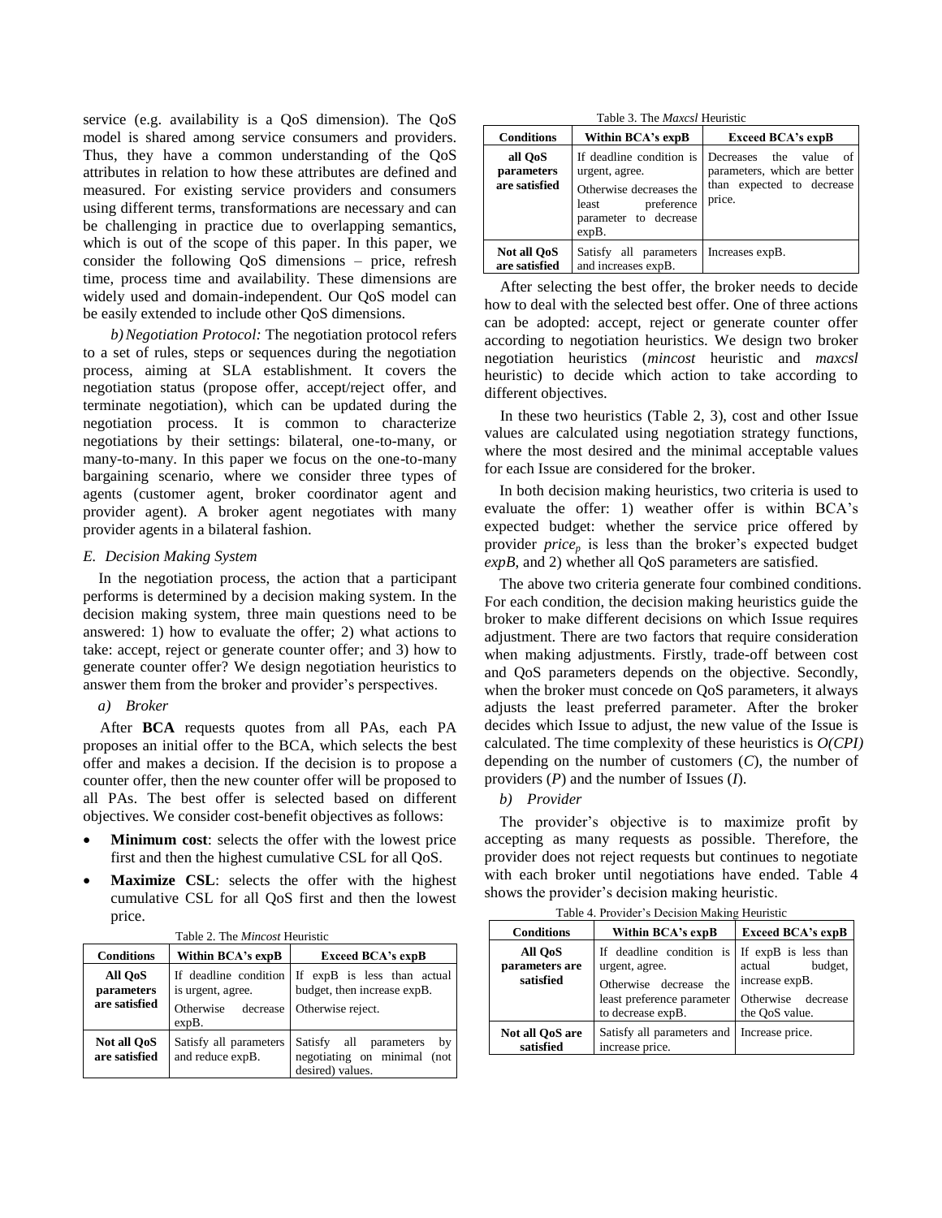service (e.g. availability is a QoS dimension). The QoS model is shared among service consumers and providers. Thus, they have a common understanding of the QoS attributes in relation to how these attributes are defined and measured. For existing service providers and consumers using different terms, transformations are necessary and can be challenging in practice due to overlapping semantics, which is out of the scope of this paper. In this paper, we consider the following QoS dimensions – price, refresh time, process time and availability. These dimensions are widely used and domain-independent. Our QoS model can be easily extended to include other QoS dimensions.

*b) Negotiation Protocol:* The negotiation protocol refers to a set of rules, steps or sequences during the negotiation process, aiming at SLA establishment. It covers the negotiation status (propose offer, accept/reject offer, and terminate negotiation), which can be updated during the negotiation process. It is common to characterize negotiations by their settings: bilateral, one-to-many, or many-to-many. In this paper we focus on the one-to-many bargaining scenario, where we consider three types of agents (customer agent, broker coordinator agent and provider agent). A broker agent negotiates with many provider agents in a bilateral fashion.

### *E. Decision Making System*

In the negotiation process, the action that a participant performs is determined by a decision making system. In the decision making system, three main questions need to be answered: 1) how to evaluate the offer; 2) what actions to take: accept, reject or generate counter offer; and 3) how to generate counter offer? We design negotiation heuristics to answer them from the broker and provider's perspectives.

*a) Broker*

After **BCA** requests quotes from all PAs, each PA proposes an initial offer to the BCA, which selects the best offer and makes a decision. If the decision is to propose a counter offer, then the new counter offer will be proposed to all PAs. The best offer is selected based on different objectives. We consider cost-benefit objectives as follows:

- **Minimum cost**: selects the offer with the lowest price first and then the highest cumulative CSL for all QoS.
- **Maximize CSL**: selects the offer with the highest cumulative CSL for all QoS first and then the lowest price.

Table 2. The *Mincost* Heuristic

| Conditions | Within BCA's expB | Exceed BCA's expB |
|---|---|---|
| **All QoS parameters are satisfied** | If deadline condition is urgent, agree. Otherwise decrease expB. | If expB is less than actual budget, then increase expB. Otherwise reject. |
| **Not all QoS are satisfied** | Satisfy all parameters and reduce expB. | Satisfy all parameters by negotiating on minimal (not desired) values. |

Table 3. The *Maxcsl* Heuristic

| Conditions | Within BCA's expB | Exceed BCA's expB |
|---|---|---|
| **all QoS parameters are satisfied** | If deadline condition is urgent, agree. Otherwise decreases the least preference parameter to decrease expB. | Decreases the value of parameters, which are better than expected to decrease price. |
| **Not all QoS are satisfied** | Satisfy all parameters and increases expB. | Increases expB. |

After selecting the best offer, the broker needs to decide how to deal with the selected best offer. One of three actions can be adopted: accept, reject or generate counter offer according to negotiation heuristics. We design two broker negotiation heuristics (*mincost* heuristic and *maxcsl* heuristic) to decide which action to take according to different objectives.

In these two heuristics (Table 2, 3), cost and other Issue values are calculated using negotiation strategy functions, where the most desired and the minimal acceptable values for each Issue are considered for the broker.

In both decision making heuristics, two criteria is used to evaluate the offer: 1) weather offer is within BCA's expected budget: whether the service price offered by provider $price_p$ is less than the broker's expected budget *expB*, and 2) whether all QoS parameters are satisfied.

The above two criteria generate four combined conditions. For each condition, the decision making heuristics guide the broker to make different decisions on which Issue requires adjustment. There are two factors that require consideration when making adjustments. Firstly, trade-off between cost and QoS parameters depends on the objective. Secondly, when the broker must concede on QoS parameters, it always adjusts the least preferred parameter. After the broker decides which Issue to adjust, the new value of the Issue is calculated. The time complexity of these heuristics is $O(CPI)$ depending on the number of customers ($C$), the number of providers ($P$) and the number of Issues ($I$).

*b) Provider*

The provider's objective is to maximize profit by accepting as many requests as possible. Therefore, the provider does not reject requests but continues to negotiate with each broker until negotiations have ended. Table 4 shows the provider's decision making heuristic.

Table 4. Provider's Decision Making Heuristic

| Conditions | Within BCA's expB | Exceed BCA's expB |
|---|---|---|
| **All QoS parameters are satisfied** | If deadline condition is urgent, agree. Otherwise decrease the least preference parameter to decrease expB. | If expB is less than actual budget, increase expB. Otherwise decrease the QoS value. |
| **Not all QoS are satisfied** | Satisfy all parameters and increase price. | Increase price. |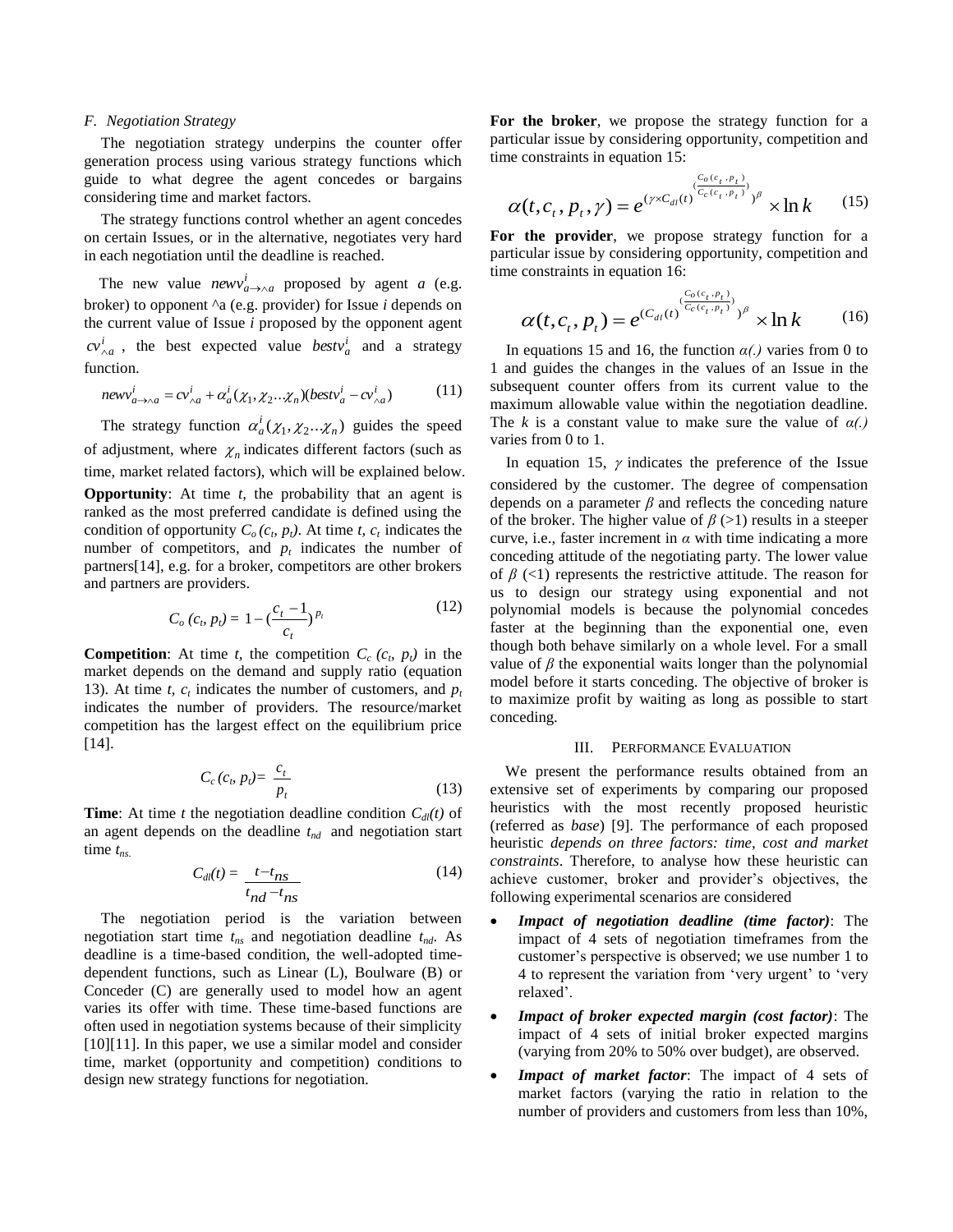### F. Negotiation Strategy

The negotiation strategy underpins the counter offer generation process using various strategy functions which guide to what degree the agent concedes or bargains considering time and market factors.

The strategy functions control whether an agent concedes on certain Issues, or in the alternative, negotiates very hard in each negotiation until the deadline is reached.

The new value $newv^i_{a \to \wedge a}$ proposed by agent *a* (e.g. broker) to opponent ^a (e.g. provider) for Issue *i* depends on the current value of Issue *i* proposed by the opponent agent $cv^i_{\wedge a}$, the best expected value $bestv^i_a$ and a strategy function.

$$newv^i_{a \to \wedge a} = cv^i_{\wedge a} + \alpha^i_a(\chi_1, \chi_2 ... \chi_n)(bestv^i_a - cv^i_{\wedge a}) \qquad (11)$$

The strategy function $\alpha^i_a(\chi_1, \chi_2 ... \chi_n)$ guides the speed of adjustment, where $\chi_n$ indicates different factors (such as time, market related factors), which will be explained below.

**Opportunity**: At time *t*, the probability that an agent is ranked as the most preferred candidate is defined using the condition of opportunity $C_o(c_t, p_t)$. At time *t*, $c_t$ indicates the number of competitors, and $p_t$ indicates the number of partners[14], e.g. for a broker, competitors are other brokers and partners are providers.

$$C_o(c_t, p_t) = 1 - \left(\frac{c_t - 1}{c_t}\right)^{p_t} \qquad (12)$$

**Competition**: At time *t*, the competition $C_c(c_t, p_t)$ in the market depends on the demand and supply ratio (equation 13). At time *t*, $c_t$ indicates the number of customers, and $p_t$ indicates the number of providers. The resource/market competition has the largest effect on the equilibrium price [14].

$$C_c(c_t, p_t) = \frac{c_t}{p_t} \qquad (13)$$

**Time**: At time *t* the negotiation deadline condition $C_{dl}(t)$ of an agent depends on the deadline $t_{nd}$ and negotiation start time $t_{ns}$.

$$C_{dl}(t) = \frac{t - t_{ns}}{t_{nd} - t_{ns}} \qquad (14)$$

The negotiation period is the variation between negotiation start time $t_{ns}$ and negotiation deadline $t_{nd}$. As deadline is a time-based condition, the well-adopted time-dependent functions, such as Linear (L), Boulware (B) or Conceder (C) are generally used to model how an agent varies its offer with time. These time-based functions are often used in negotiation systems because of their simplicity [10][11]. In this paper, we use a similar model and consider time, market (opportunity and competition) conditions to design new strategy functions for negotiation.

**For the broker**, we propose the strategy function for a particular issue by considering opportunity, competition and time constraints in equation 15:

$$\alpha(t, c_t, p_t, \gamma) = e^{(\gamma \times C_{dl}(t)^{\left(\frac{C_o(c_t, p_t)}{C_c(c_t, p_t)}\right)})^{\beta}} \times \ln k \qquad (15)$$

**For the provider**, we propose strategy function for a particular issue by considering opportunity, competition and time constraints in equation 16:

$$\alpha(t, c_t, p_t) = e^{(C_{dl}(t)^{\left(\frac{C_o(c_t, p_t)}{C_c(c_t, p_t)}\right)})^{\beta}} \times \ln k \qquad (16)$$

In equations 15 and 16, the function *α(.)* varies from 0 to 1 and guides the changes in the values of an Issue in the subsequent counter offers from its current value to the maximum allowable value within the negotiation deadline. The *k* is a constant value to make sure the value of *α(.)* varies from 0 to 1.

In equation 15, $\gamma$ indicates the preference of the Issue considered by the customer. The degree of compensation depends on a parameter $\beta$ and reflects the conceding nature of the broker. The higher value of $\beta$ (>1) results in a steeper curve, i.e., faster increment in $\alpha$ with time indicating a more conceding attitude of the negotiating party. The lower value of $\beta$ (<1) represents the restrictive attitude. The reason for us to design our strategy using exponential and not polynomial models is because the polynomial concedes faster at the beginning than the exponential one, even though both behave similarly on a whole level. For a small value of $\beta$ the exponential waits longer than the polynomial model before it starts conceding. The objective of broker is to maximize profit by waiting as long as possible to start conceding.

## III. PERFORMANCE EVALUATION

We present the performance results obtained from an extensive set of experiments by comparing our proposed heuristics with the most recently proposed heuristic (referred as *base*) [9]. The performance of each proposed heuristic *depends on three factors: time, cost and market constraints*. Therefore, to analyse how these heuristic can achieve customer, broker and provider's objectives, the following experimental scenarios are considered

- ***Impact of negotiation deadline (time factor)***: The impact of 4 sets of negotiation timeframes from the customer's perspective is observed; we use number 1 to 4 to represent the variation from 'very urgent' to 'very relaxed'.
- ***Impact of broker expected margin (cost factor)***: The impact of 4 sets of initial broker expected margins (varying from 20% to 50% over budget), are observed.
- ***Impact of market factor***: The impact of 4 sets of market factors (varying the ratio in relation to the number of providers and customers from less than 10%,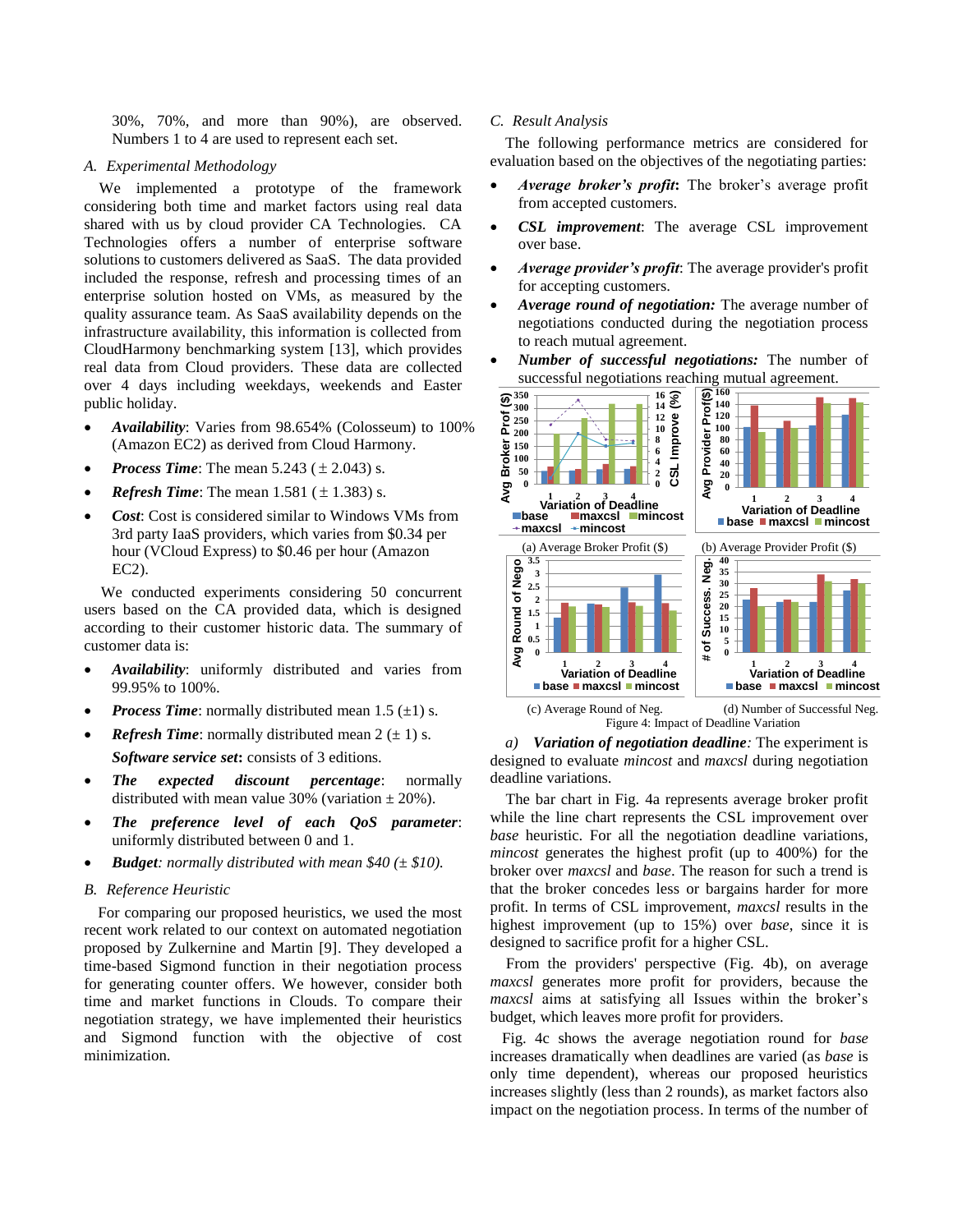30%, 70%, and more than 90%), are observed. Numbers 1 to 4 are used to represent each set.

### A. Experimental Methodology

We implemented a prototype of the framework considering both time and market factors using real data shared with us by cloud provider CA Technologies. CA Technologies offers a number of enterprise software solutions to customers delivered as SaaS. The data provided included the response, refresh and processing times of an enterprise solution hosted on VMs, as measured by the quality assurance team. As SaaS availability depends on the infrastructure availability, this information is collected from CloudHarmony benchmarking system [13], which provides real data from Cloud providers. These data are collected over 4 days including weekdays, weekends and Easter public holiday.

- ***Availability***: Varies from 98.654% (Colosseum) to 100% (Amazon EC2) as derived from Cloud Harmony.
- ***Process Time***: The mean 5.243 ($\pm$ 2.043) s.
- ***Refresh Time***: The mean 1.581 ($\pm$ 1.383) s.
- ***Cost***: Cost is considered similar to Windows VMs from 3rd party IaaS providers, which varies from \$0.34 per hour (VCloud Express) to \$0.46 per hour (Amazon EC2).

We conducted experiments considering 50 concurrent users based on the CA provided data, which is designed according to their customer historic data. The summary of customer data is:

- ***Availability***: uniformly distributed and varies from 99.95% to 100%.
- ***Process Time***: normally distributed mean 1.5 ($\pm$1) s.
- ***Refresh Time***: normally distributed mean 2 ($\pm$ 1) s.

  ***Software service set*:** consists of 3 editions.
- ***The expected discount percentage***: normally distributed with mean value 30% (variation $\pm$ 20%).
- ***The preference level of each QoS parameter***: uniformly distributed between 0 and 1.
- ***Budget****: normally distributed with mean \$40 ($\pm$ \$10).*

### B. Reference Heuristic

For comparing our proposed heuristics, we used the most recent work related to our context on automated negotiation proposed by Zulkernine and Martin [9]. They developed a time-based Sigmond function in their negotiation process for generating counter offers. We however, consider both time and market functions in Clouds. To compare their negotiation strategy, we have implemented their heuristics and Sigmond function with the objective of cost minimization.

### C. Result Analysis

The following performance metrics are considered for evaluation based on the objectives of the negotiating parties:

- ***Average broker's profit*:** The broker's average profit from accepted customers.
- ***CSL improvement***: The average CSL improvement over base.
- ***Average provider's profit***: The average provider's profit for accepting customers.
- ***Average round of negotiation:*** The average number of negotiations conducted during the negotiation process to reach mutual agreement.
- ***Number of successful negotiations:*** The number of successful negotiations reaching mutual agreement.

(a) Average Broker Profit (\$)

(b) Average Provider Profit (\$)

(c) Average Round of Neg.

(d) Number of Successful Neg.

Figure 4: Impact of Deadline Variation

*a) Variation of negotiation deadline:* The experiment is designed to evaluate *mincost* and *maxcsl* during negotiation deadline variations.

The bar chart in Fig. 4a represents average broker profit while the line chart represents the CSL improvement over *base* heuristic. For all the negotiation deadline variations, *mincost* generates the highest profit (up to 400%) for the broker over *maxcsl* and *base*. The reason for such a trend is that the broker concedes less or bargains harder for more profit. In terms of CSL improvement, *maxcsl* results in the highest improvement (up to 15%) over *base*, since it is designed to sacrifice profit for a higher CSL.

From the providers' perspective (Fig. 4b), on average *maxcsl* generates more profit for providers, because the *maxcsl* aims at satisfying all Issues within the broker's budget, which leaves more profit for providers.

Fig. 4c shows the average negotiation round for *base* increases dramatically when deadlines are varied (as *base* is only time dependent), whereas our proposed heuristics increases slightly (less than 2 rounds), as market factors also impact on the negotiation process. In terms of the number of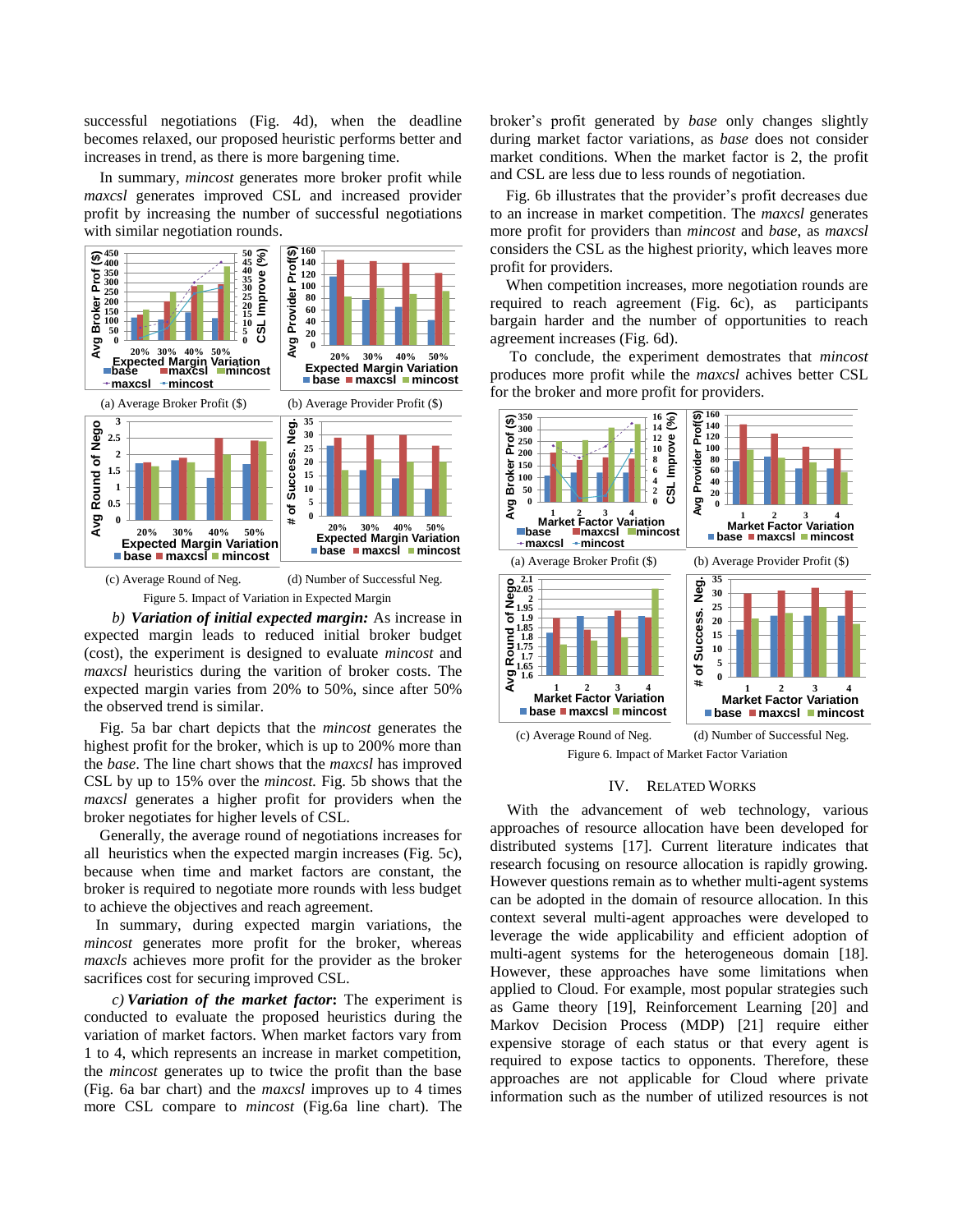successful negotiations (Fig. 4d), when the deadline becomes relaxed, our proposed heuristic performs better and increases in trend, as there is more bargening time.

In summary, *mincost* generates more broker profit while *maxcsl* generates improved CSL and increased provider profit by increasing the number of successful negotiations with similar negotiation rounds.

(a) Average Broker Profit ($) (b) Average Provider Profit ($)

(c) Average Round of Neg. (d) Number of Successful Neg.

Figure 5. Impact of Variation in Expected Margin

*b) **Variation of initial expected margin:*** As increase in expected margin leads to reduced initial broker budget (cost), the experiment is designed to evaluate *mincost* and *maxcsl* heuristics during the varition of broker costs. The expected margin varies from 20% to 50%, since after 50% the observed trend is similar.

Fig. 5a bar chart depicts that the *mincost* generates the highest profit for the broker, which is up to 200% more than the *base*. The line chart shows that the *maxcsl* has improved CSL by up to 15% over the *mincost.* Fig. 5b shows that the *maxcsl* generates a higher profit for providers when the broker negotiates for higher levels of CSL.

Generally, the average round of negotiations increases for all heuristics when the expected margin increases (Fig. 5c), because when time and market factors are constant, the broker is required to negotiate more rounds with less budget to achieve the objectives and reach agreement.

In summary, during expected margin variations, the *mincost* generates more profit for the broker, whereas *maxcls* achieves more profit for the provider as the broker sacrifices cost for securing improved CSL.

*c) **Variation of the market factor*****:** The experiment is conducted to evaluate the proposed heuristics during the variation of market factors. When market factors vary from 1 to 4, which represents an increase in market competition, the *mincost* generates up to twice the profit than the base (Fig. 6a bar chart) and the *maxcsl* improves up to 4 times more CSL compare to *mincost* (Fig.6a line chart). The broker's profit generated by *base* only changes slightly during market factor variations, as *base* does not consider market conditions. When the market factor is 2, the profit and CSL are less due to less rounds of negotiation.

Fig. 6b illustrates that the provider's profit decreases due to an increase in market competition. The *maxcsl* generates more profit for providers than *mincost* and *base*, as *maxcsl* considers the CSL as the highest priority, which leaves more profit for providers.

When competition increases, more negotiation rounds are required to reach agreement (Fig. 6c), as participants bargain harder and the number of opportunities to reach agreement increases (Fig. 6d).

To conclude, the experiment demostrates that *mincost* produces more profit while the *maxcsl* achives better CSL for the broker and more profit for providers.

(a) Average Broker Profit ($) (b) Average Provider Profit ($)

(c) Average Round of Neg. (d) Number of Successful Neg.

Figure 6. Impact of Market Factor Variation

## IV. RELATED WORKS

With the advancement of web technology, various approaches of resource allocation have been developed for distributed systems [17]. Current literature indicates that research focusing on resource allocation is rapidly growing. However questions remain as to whether multi-agent systems can be adopted in the domain of resource allocation. In this context several multi-agent approaches were developed to leverage the wide applicability and efficient adoption of multi-agent systems for the heterogeneous domain [18]. However, these approaches have some limitations when applied to Cloud. For example, most popular strategies such as Game theory [19], Reinforcement Learning [20] and Markov Decision Process (MDP) [21] require either expensive storage of each status or that every agent is required to expose tactics to opponents. Therefore, these approaches are not applicable for Cloud where private information such as the number of utilized resources is not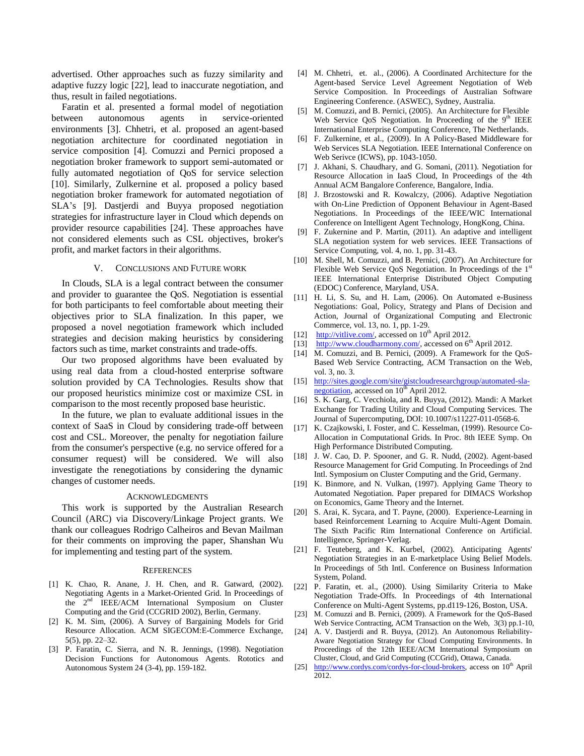advertised. Other approaches such as fuzzy similarity and adaptive fuzzy logic [22], lead to inaccurate negotiation, and thus, result in failed negotiations.

Faratin et al. presented a formal model of negotiation between autonomous agents in service-oriented environments [3]. Chhetri, et al. proposed an agent-based negotiation architecture for coordinated negotiation in service composition [4]. Comuzzi and Pernici proposed a negotiation broker framework to support semi-automated or fully automated negotiation of QoS for service selection [10]. Similarly, Zulkernine et al. proposed a policy based negotiation broker framework for automated negotiation of SLA's [9]. Dastjerdi and Buyya proposed negotiation strategies for infrastructure layer in Cloud which depends on provider resource capabilities [24]. These approaches have not considered elements such as CSL objectives, broker's profit, and market factors in their algorithms.

## V. Conclusions and Future work

In Clouds, SLA is a legal contract between the consumer and provider to guarantee the QoS. Negotiation is essential for both participants to feel comfortable about meeting their objectives prior to SLA finalization. In this paper, we proposed a novel negotiation framework which included strategies and decision making heuristics by considering factors such as time, market constraints and trade-offs.

Our two proposed algorithms have been evaluated by using real data from a cloud-hosted enterprise software solution provided by CA Technologies. Results show that our proposed heuristics minimize cost or maximize CSL in comparison to the most recently proposed base heuristic.

In the future, we plan to evaluate additional issues in the context of SaaS in Cloud by considering trade-off between cost and CSL. Moreover, the penalty for negotiation failure from the consumer's perspective (e.g. no service offered for a consumer request) will be considered. We will also investigate the renegotiations by considering the dynamic changes of customer needs.

## Acknowledgments

This work is supported by the Australian Research Council (ARC) via Discovery/Linkage Project grants. We thank our colleagues Rodrigo Calheiros and Bevan Mailman for their comments on improving the paper, Shanshan Wu for implementing and testing part of the system.

## References

[1] K. Chao, R. Anane, J. H. Chen, and R. Gatward, (2002). Negotiating Agents in a Market-Oriented Grid. In Proceedings of the 2nd IEEE/ACM International Symposium on Cluster Computing and the Grid (CCGRID 2002), Berlin, Germany.

[2] K. M. Sim, (2006). A Survey of Bargaining Models for Grid Resource Allocation. ACM SIGECOM:E-Commerce Exchange, 5(5), pp. 22–32.

[3] P. Faratin, C. Sierra, and N. R. Jennings, (1998). Negotiation Decision Functions for Autonomous Agents. Rototics and Autonomous System 24 (3-4), pp. 159-182.

[4] M. Chhetri, et. al., (2006). A Coordinated Architecture for the Agent-based Service Level Agreement Negotiation of Web Service Composition. In Proceedings of Australian Software Engineering Conference. (ASWEC), Sydney, Australia.

[5] M. Comuzzi, and B. Pernici, (2005). An Architecture for Flexible Web Service QoS Negotiation. In Proceeding of the 9th IEEE International Enterprise Computing Conference, The Netherlands.

[6] F. Zulkernine, et al., (2009). In A Policy-Based Middleware for Web Services SLA Negotiation. IEEE International Conference on Web Serivce (ICWS), pp. 1043-1050.

[7] J. Akhani, S. Chaudhary, and G. Somani, (2011). Negotiation for Resource Allocation in IaaS Cloud, In Proceedings of the 4th Annual ACM Bangalore Conference, Bangalore, India.

[8] J. Brzostowski and R. Kowalczy, (2006). Adaptive Negotiation with On-Line Prediction of Opponent Behaviour in Agent-Based Negotiations. In Proceedings of the IEEE/WIC International Conference on Intelligent Agent Technology, HongKong, China.

[9] F. Zukernine and P. Martin, (2011). An adaptive and intelligent SLA negotiation system for web services. IEEE Transactions of Service Computing, vol. 4, no. 1, pp. 31-43.

[10] M. Shell, M. Comuzzi, and B. Pernici, (2007). An Architecture for Flexible Web Service QoS Negotiation. In Proceedings of the 1st IEEE International Enterprise Distributed Object Computing (EDOC) Conference, Maryland, USA.

[11] H. Li, S. Su, and H. Lam, (2006). On Automated e-Business Negotiations: Goal, Policy, Strategy and Plans of Decision and Action, Journal of Organizational Computing and Electronic Commerce, vol. 13, no. 1, pp. 1-29.

[12] http://vitlive.com/, accessed on 10th April 2012.

[13] http://www.cloudharmony.com/, accessed on 6th April 2012.

[14] M. Comuzzi, and B. Pernici, (2009). A Framework for the QoS-Based Web Service Contracting, ACM Transaction on the Web, vol. 3, no. 3.

[15] http://sites.google.com/site/gistcloudresearchgroup/automated-sla-negotiation, accessed on 10th April 2012.

[16] S. K. Garg, C. Vecchiola, and R. Buyya, (2012). Mandi: A Market Exchange for Trading Utility and Cloud Computing Services. The Journal of Supercomputing, DOI: 10.1007/s11227-011-0568-6.

[17] K. Czajkowski, I. Foster, and C. Kesselman, (1999). Resource Co-Allocation in Computational Grids. In Proc. 8th IEEE Symp. On High Performance Distributed Computing.

[18] J. W. Cao, D. P. Spooner, and G. R. Nudd, (2002). Agent-based Resource Management for Grid Computing. In Proceedings of 2nd Intl. Symposium on Cluster Computing and the Grid, Germany.

[19] K. Binmore, and N. Vulkan, (1997). Applying Game Theory to Automated Negotiation. Paper prepared for DIMACS Workshop on Economics, Game Theory and the Internet.

[20] S. Arai, K. Sycara, and T. Payne, (2000). Experience-Learning in based Reinforcement Learning to Acquire Multi-Agent Domain. The Sixth Pacific Rim International Conference on Artificial. Intelligence, Springer-Verlag.

[21] F. Teuteberg, and K. Kurbel, (2002). Anticipating Agents' Negotiation Strategies in an E-marketplace Using Belief Models. In Proceedings of 5th Intl. Conference on Business Information System, Poland.

[22] P. Faratin, et. al., (2000). Using Similarity Criteria to Make Negotiation Trade-Offs. In Proceedings of 4th International Conference on Multi-Agent Systems, pp.d119-126, Boston, USA.

[23] M. Comuzzi and B. Pernici, (2009). A Framework for the QoS-Based Web Service Contracting, ACM Transaction on the Web, 3(3) pp.1-10,

[24] A. V. Dastjerdi and R. Buyya, (2012). An Autonomous Reliability-Aware Negotiation Strategy for Cloud Computing Environments. In Proceedings of the 12th IEEE/ACM International Symposium on Cluster, Cloud, and Grid Computing (CCGrid), Ottawa, Canada.

[25] http://www.cordys.com/cordys-for-cloud-brokers, access on 10th April 2012.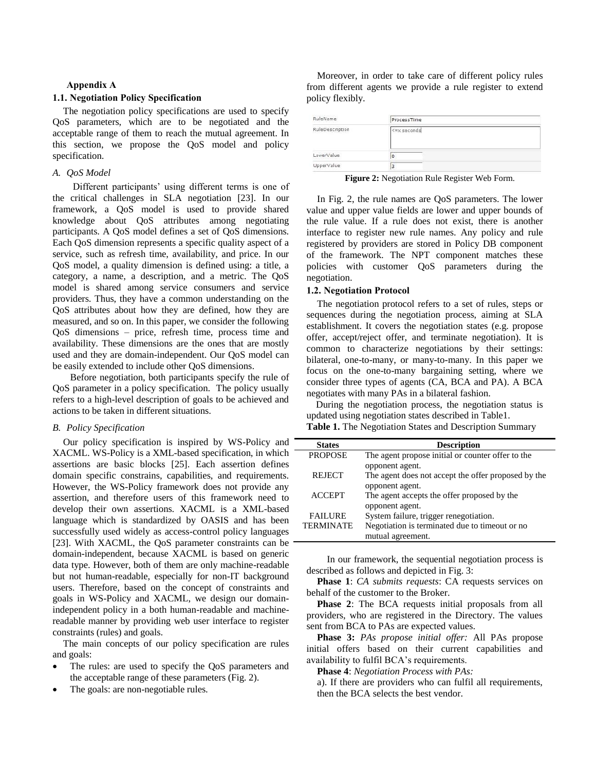## Appendix A

### 1.1. Negotiation Policy Specification

The negotiation policy specifications are used to specify QoS parameters, which are to be negotiated and the acceptable range of them to reach the mutual agreement. In this section, we propose the QoS model and policy specification.

#### *A. QoS Model*

Different participants' using different terms is one of the critical challenges in SLA negotiation [23]. In our framework, a QoS model is used to provide shared knowledge about QoS attributes among negotiating participants. A QoS model defines a set of QoS dimensions. Each QoS dimension represents a specific quality aspect of a service, such as refresh time, availability, and price. In our QoS model, a quality dimension is defined using: a title, a category, a name, a description, and a metric. The QoS model is shared among service consumers and service providers. Thus, they have a common understanding on the QoS attributes about how they are defined, how they are measured, and so on. In this paper, we consider the following QoS dimensions – price, refresh time, process time and availability. These dimensions are the ones that are mostly used and they are domain-independent. Our QoS model can be easily extended to include other QoS dimensions.

Before negotiation, both participants specify the rule of QoS parameter in a policy specification. The policy usually refers to a high-level description of goals to be achieved and actions to be taken in different situations.

#### *B. Policy Specification*

Our policy specification is inspired by WS-Policy and XACML. WS-Policy is a XML-based specification, in which assertions are basic blocks [25]. Each assertion defines domain specific constrains, capabilities, and requirements. However, the WS-Policy framework does not provide any assertion, and therefore users of this framework need to develop their own assertions. XACML is a XML-based language which is standardized by OASIS and has been successfully used widely as access-control policy languages [23]. With XACML, the QoS parameter constraints can be domain-independent, because XACML is based on generic data type. However, both of them are only machine-readable but not human-readable, especially for non-IT background users. Therefore, based on the concept of constraints and goals in WS-Policy and XACML, we design our domain-independent policy in a both human-readable and machine-readable manner by providing web user interface to register constraints (rules) and goals.

The main concepts of our policy specification are rules and goals:

- The rules: are used to specify the QoS parameters and the acceptable range of these parameters (Fig. 2).
- The goals: are non-negotiable rules.

Moreover, in order to take care of different policy rules from different agents we provide a rule register to extend policy flexibly.

| RuleName | ProcessTime |
|---|---|
| RuleDescription | <=x seconds |
| LowerValue | 0 |
| UpperValue | 3 |

**Figure 2:** Negotiation Rule Register Web Form.

In Fig. 2, the rule names are QoS parameters. The lower value and upper value fields are lower and upper bounds of the rule value. If a rule does not exist, there is another interface to register new rule names. Any policy and rule registered by providers are stored in Policy DB component of the framework. The NPT component matches these policies with customer QoS parameters during the negotiation.

### 1.2. Negotiation Protocol

The negotiation protocol refers to a set of rules, steps or sequences during the negotiation process, aiming at SLA establishment. It covers the negotiation states (e.g. propose offer, accept/reject offer, and terminate negotiation). It is common to characterize negotiations by their settings: bilateral, one-to-many, or many-to-many. In this paper we focus on the one-to-many bargaining setting, where we consider three types of agents (CA, BCA and PA). A BCA negotiates with many PAs in a bilateral fashion.

During the negotiation process, the negotiation status is updated using negotiation states described in Table1.

**Table 1.** The Negotiation States and Description Summary

| States | Description |
|---|---|
| PROPOSE | The agent propose initial or counter offer to the opponent agent. |
| REJECT | The agent does not accept the offer proposed by the opponent agent. |
| ACCEPT | The agent accepts the offer proposed by the opponent agent. |
| FAILURE | System failure, trigger renegotiation. |
| TERMINATE | Negotiation is terminated due to timeout or no mutual agreement. |

In our framework, the sequential negotiation process is described as follows and depicted in Fig. 3:

**Phase 1**: *CA submits requests*: CA requests services on behalf of the customer to the Broker.

**Phase 2**: The BCA requests initial proposals from all providers, who are registered in the Directory. The values sent from BCA to PAs are expected values.

**Phase 3:** *PAs propose initial offer:* All PAs propose initial offers based on their current capabilities and availability to fulfil BCA's requirements.

**Phase 4**: *Negotiation Process with PAs:*

a). If there are providers who can fulfil all requirements, then the BCA selects the best vendor.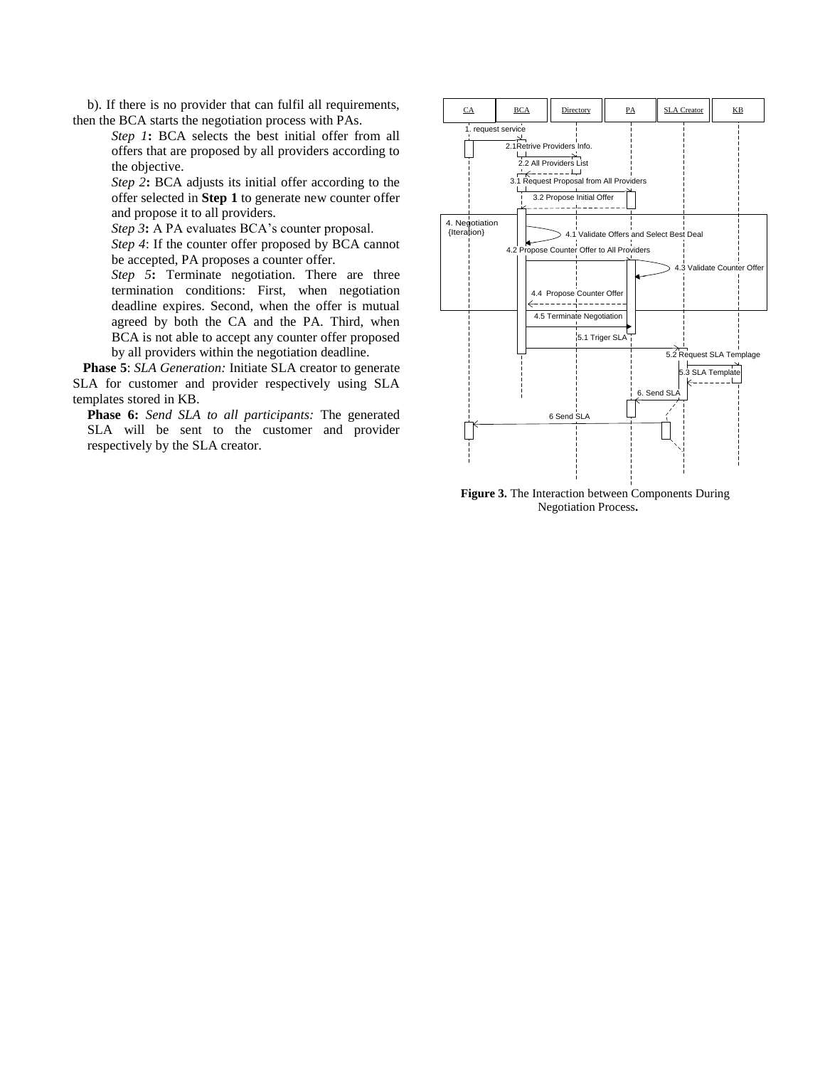b). If there is no provider that can fulfil all requirements, then the BCA starts the negotiation process with PAs.

*Step 1*: BCA selects the best initial offer from all offers that are proposed by all providers according to the objective.

*Step 2*: BCA adjusts its initial offer according to the offer selected in **Step 1** to generate new counter offer and propose it to all providers.

*Step 3*: A PA evaluates BCA's counter proposal.

*Step 4*: If the counter offer proposed by BCA cannot be accepted, PA proposes a counter offer.

*Step 5*: Terminate negotiation. There are three termination conditions: First, when negotiation deadline expires. Second, when the offer is mutual agreed by both the CA and the PA. Third, when BCA is not able to accept any counter offer proposed by all providers within the negotiation deadline.

**Phase 5**: *SLA Generation:* Initiate SLA creator to generate SLA for customer and provider respectively using SLA templates stored in KB.

**Phase 6:** *Send SLA to all participants:* The generated SLA will be sent to the customer and provider respectively by the SLA creator.

CA
BCA
Directory
PA
SLA Creator
KB
1. request service
2.1Retrive Providers Info.
2.2 All Providers List
3.1 Request Proposal from All Providers
3.2 Propose Initial Offer
4. Negotiation {Iteration}
4.1 Validate Offers and Select Best Deal
4.2 Propose Counter Offer to All Providers
4.3 Validate Counter Offer
4.4 Propose Counter Offer
4.5 Terminate Negotiation
5.1 Triger SLA
5.2 Request SLA Templage
5.3 SLA Template
6. Send SLA
6 Send SLA

**Figure 3.** The Interaction between Components During Negotiation Process**.**